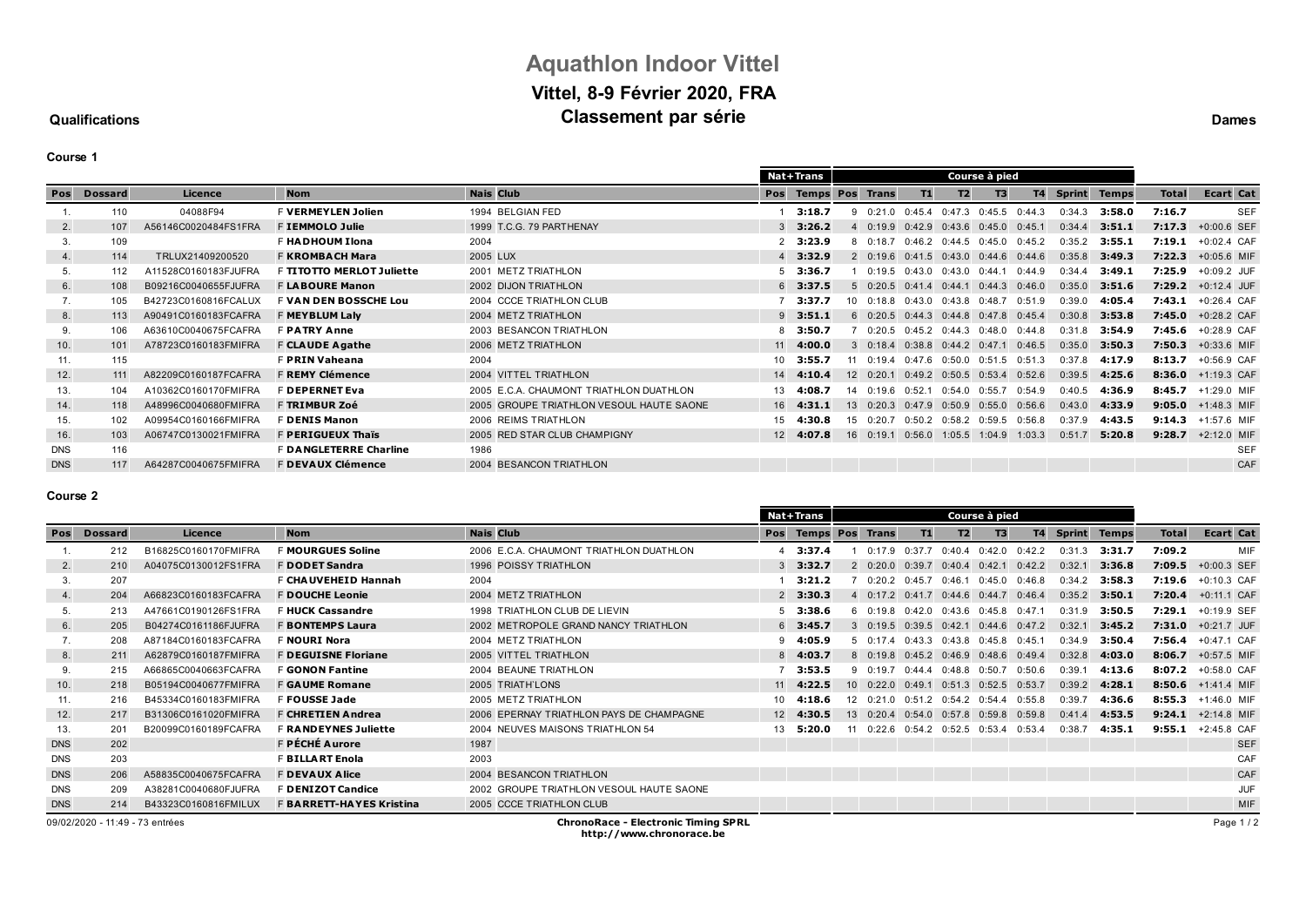# Aquathlon Indoor Vittel

## Vittel, 8-9 Février 2020, FRA

**Qualifications** — **Classement par série** — **Dames**

### Course 1

| Pos | Dossard | Licence | Nom | Nais | Club | Nat+Trans Pos | Nat+Trans Temps | Course à pied Pos | Trans | T1 | T2 | T3 | T4 | Sprint | Temps | Total | Ecart | Cat |
|---|---|---|---|---|---|---|---|---|---|---|---|---|---|---|---|---|---|---|
| 1. | 110 | 04088F94 | F **VERMEYLEN Jolien** | 1994 | BELGIAN FED | 1 | **3:18.7** | 9 | 0:21.0 | 0:45.4 | 0:47.3 | 0:45.5 | 0:44.3 | 0:34.3 | **3:58.0** | **7:16.7** | | SEF |
| 2. | 107 | A56146C0020484FS1FRA | F **IEMMOLO Julie** | 1999 | T.C.G. 79 PARTHENAY | 3 | **3:26.2** | 4 | 0:19.9 | 0:42.9 | 0:43.6 | 0:45.0 | 0:45.1 | 0:34.4 | **3:51.1** | **7:17.3** | +0:00.6 | SEF |
| 3. | 109 | | F **HADHOUM Ilona** | 2004 | | 2 | **3:23.9** | 8 | 0:18.7 | 0:46.2 | 0:44.5 | 0:45.0 | 0:45.2 | 0:35.2 | **3:55.1** | **7:19.1** | +0:02.4 | CAF |
| 4. | 114 | TRLUX21409200520 | F **KROMBACH Mara** | 2005 | LUX | 4 | **3:32.9** | 2 | 0:19.6 | 0:41.5 | 0:43.0 | 0:44.6 | 0:44.6 | 0:35.8 | **3:49.3** | **7:22.3** | +0:05.6 | MIF |
| 5. | 112 | A11528C0160183FJUFRA | F **TITOTTO MERLOT Juliette** | 2001 | METZ TRIATHLON | 5 | **3:36.7** | 1 | 0:19.5 | 0:43.0 | 0:43.0 | 0:44.1 | 0:44.9 | 0:34.4 | **3:49.1** | **7:25.9** | +0:09.2 | JUF |
| 6. | 108 | B09216C0040655FJUFRA | F **LABOURE Manon** | 2002 | DIJON TRIATHLON | 6 | **3:37.5** | 5 | 0:20.5 | 0:41.4 | 0:44.1 | 0:44.3 | 0:46.0 | 0:35.0 | **3:51.6** | **7:29.2** | +0:12.4 | JUF |
| 7. | 105 | B42723C0160816FCALUX | F **VAN DEN BOSSCHE Lou** | 2004 | CCCE TRIATHLON CLUB | 7 | **3:37.7** | 10 | 0:18.8 | 0:43.0 | 0:43.8 | 0:48.7 | 0:51.9 | 0:39.0 | **4:05.4** | **7:43.1** | +0:26.4 | CAF |
| 8. | 113 | A90491C0160183FCAFRA | F **MEYBLUM Laly** | 2004 | METZ TRIATHLON | 9 | **3:51.1** | 6 | 0:20.5 | 0:44.3 | 0:44.8 | 0:47.8 | 0:45.4 | 0:30.8 | **3:53.8** | **7:45.0** | +0:28.2 | CAF |
| 9. | 106 | A63610C0040675FCAFRA | F **PATRY Anne** | 2003 | BESANCON TRIATHLON | 8 | **3:50.7** | 7 | 0:20.5 | 0:45.2 | 0:44.3 | 0:48.0 | 0:44.8 | 0:31.8 | **3:54.9** | **7:45.6** | +0:28.9 | CAF |
| 10. | 101 | A78723C0160183FMIFRA | F **CLAUDE Agathe** | 2006 | METZ TRIATHLON | 11 | **4:00.0** | 3 | 0:18.4 | 0:38.8 | 0:44.2 | 0:47.1 | 0:46.5 | 0:35.0 | **3:50.3** | **7:50.3** | +0:33.6 | MIF |
| 11. | 115 | | F **PRIN Vaheana** | 2004 | | 10 | **3:55.7** | 11 | 0:19.4 | 0:47.6 | 0:50.0 | 0:51.5 | 0:51.3 | 0:37.8 | **4:17.9** | **8:13.7** | +0:56.9 | CAF |
| 12. | 111 | A82209C0160187FCAFRA | F **REMY Clémence** | 2004 | VITTEL TRIATHLON | 14 | **4:10.4** | 12 | 0:20.1 | 0:49.2 | 0:50.5 | 0:53.4 | 0:52.6 | 0:39.5 | **4:25.6** | **8:36.0** | +1:19.3 | CAF |
| 13. | 104 | A10362C0160170FMIFRA | F **DEPERNET Eva** | 2005 | E.C.A. CHAUMONT TRIATHLON DUATHLON | 13 | **4:08.7** | 14 | 0:19.6 | 0:52.1 | 0:54.0 | 0:55.7 | 0:54.9 | 0:40.5 | **4:36.9** | **8:45.7** | +1:29.0 | MIF |
| 14. | 118 | A48996C0040680FMIFRA | F **TRIMBUR Zoé** | 2005 | GROUPE TRIATHLON VESOUL HAUTE SAONE | 16 | **4:31.1** | 13 | 0:20.3 | 0:47.9 | 0:50.9 | 0:55.0 | 0:56.6 | 0:43.0 | **4:33.9** | **9:05.0** | +1:48.3 | MIF |
| 15. | 102 | A09954C0160166FMIFRA | F **DENIS Manon** | 2006 | REIMS TRIATHLON | 15 | **4:30.8** | 15 | 0:20.7 | 0:50.2 | 0:58.2 | 0:59.5 | 0:56.8 | 0:37.9 | **4:43.5** | **9:14.3** | +1:57.6 | MIF |
| 16. | 103 | A06747C0130021FMIFRA | F **PERIGUEUX Thaïs** | 2005 | RED STAR CLUB CHAMPIGNY | 12 | **4:07.8** | 16 | 0:19.1 | 0:56.0 | 1:05.5 | 1:04.9 | 1:03.3 | 0:51.7 | **5:20.8** | **9:28.7** | +2:12.0 | MIF |
| DNS | 116 | | F **DANGLETERRE Charline** | 1986 | | | | | | | | | | | | | | SEF |
| DNS | 117 | A64287C0040675FMIFRA | F **DEVAUX Clémence** | 2004 | BESANCON TRIATHLON | | | | | | | | | | | | | CAF |

### Course 2

| Pos | Dossard | Licence | Nom | Nais | Club | Nat+Trans Pos | Nat+Trans Temps | Course à pied Pos | Trans | T1 | T2 | T3 | T4 | Sprint | Temps | Total | Ecart | Cat |
|---|---|---|---|---|---|---|---|---|---|---|---|---|---|---|---|---|---|---|
| 1. | 212 | B16825C0160170FMIFRA | F **MOURGUES Soline** | 2006 | E.C.A. CHAUMONT TRIATHLON DUATHLON | 4 | **3:37.4** | 1 | 0:17.9 | 0:37.7 | 0:40.4 | 0:42.0 | 0:42.2 | 0:31.3 | **3:31.7** | **7:09.2** | | MIF |
| 2. | 210 | A04075C0130012FS1FRA | F **DODET Sandra** | 1996 | POISSY TRIATHLON | 3 | **3:32.7** | 2 | 0:20.0 | 0:39.7 | 0:40.4 | 0:42.1 | 0:42.2 | 0:32.1 | **3:36.8** | **7:09.5** | +0:00.3 | SEF |
| 3. | 207 | | F **CHAUVEHEID Hannah** | 2004 | | 1 | **3:21.2** | 7 | 0:20.2 | 0:45.7 | 0:46.1 | 0:45.0 | 0:46.8 | 0:34.2 | **3:58.3** | **7:19.6** | +0:10.3 | CAF |
| 4. | 204 | A66823C0160183FCAFRA | F **DOUCHE Leonie** | 2004 | METZ TRIATHLON | 2 | **3:30.3** | 4 | 0:17.2 | 0:41.7 | 0:44.6 | 0:44.7 | 0:46.4 | 0:35.2 | **3:50.1** | **7:20.4** | +0:11.1 | CAF |
| 5. | 213 | A47661C0190126FS1FRA | F **HUCK Cassandre** | 1998 | TRIATHLON CLUB DE LIEVIN | 5 | **3:38.6** | 6 | 0:19.8 | 0:42.0 | 0:43.6 | 0:45.8 | 0:47.1 | 0:31.9 | **3:50.5** | **7:29.1** | +0:19.9 | SEF |
| 6. | 205 | B04274C0161186FJUFRA | F **BONTEMPS Laura** | 2002 | METROPOLE GRAND NANCY TRIATHLON | 6 | **3:45.7** | 3 | 0:19.5 | 0:39.5 | 0:42.1 | 0:44.6 | 0:47.2 | 0:32.1 | **3:45.2** | **7:31.0** | +0:21.7 | JUF |
| 7. | 208 | A87184C0160183FCAFRA | F **NOURI Nora** | 2004 | METZ TRIATHLON | 9 | **4:05.9** | 5 | 0:17.4 | 0:43.3 | 0:43.8 | 0:45.8 | 0:45.1 | 0:34.9 | **3:50.4** | **7:56.4** | +0:47.1 | CAF |
| 8. | 211 | A62879C0160187FMIFRA | F **DEGUISNE Floriane** | 2005 | VITTEL TRIATHLON | 8 | **4:03.7** | 8 | 0:19.8 | 0:45.2 | 0:46.9 | 0:48.6 | 0:49.4 | 0:32.8 | **4:03.0** | **8:06.7** | +0:57.5 | MIF |
| 9. | 215 | A66865C0040663FCAFRA | F **GONON Fantine** | 2004 | BEAUNE TRIATHLON | 7 | **3:53.5** | 9 | 0:19.7 | 0:44.4 | 0:48.8 | 0:50.7 | 0:50.6 | 0:39.1 | **4:13.6** | **8:07.2** | +0:58.0 | CAF |
| 10. | 218 | B05194C0040677FMIFRA | F **GAUME Romane** | 2005 | TRIATH'LONS | 11 | **4:22.5** | 10 | 0:22.0 | 0:49.1 | 0:51.3 | 0:52.5 | 0:53.7 | 0:39.2 | **4:28.1** | **8:50.6** | +1:41.4 | MIF |
| 11. | 216 | B45334C0160183FMIFRA | F **FOUSSE Jade** | 2005 | METZ TRIATHLON | 10 | **4:18.6** | 12 | 0:21.0 | 0:51.2 | 0:54.2 | 0:54.4 | 0:55.8 | 0:39.7 | **4:36.6** | **8:55.3** | +1:46.0 | MIF |
| 12. | 217 | B31306C0161020FMIFRA | F **CHRETIEN Andrea** | 2006 | EPERNAY TRIATHLON PAYS DE CHAMPAGNE | 12 | **4:30.5** | 13 | 0:20.4 | 0:54.0 | 0:57.8 | 0:59.8 | 0:59.8 | 0:41.4 | **4:53.5** | **9:24.1** | +2:14.8 | MIF |
| 13. | 201 | B20099C0160189FCAFRA | F **RANDEYNES Juliette** | 2004 | NEUVES MAISONS TRIATHLON 54 | 13 | **5:20.0** | 11 | 0:22.6 | 0:54.2 | 0:52.5 | 0:53.4 | 0:53.4 | 0:38.7 | **4:35.1** | **9:55.1** | +2:45.8 | CAF |
| DNS | 202 | | F **PÉCHÉ Aurore** | 1987 | | | | | | | | | | | | | | SEF |
| DNS | 203 | | F **BILLART Enola** | 2003 | | | | | | | | | | | | | | CAF |
| DNS | 206 | A58835C0040675FCAFRA | F **DEVAUX Alice** | 2004 | BESANCON TRIATHLON | | | | | | | | | | | | | CAF |
| DNS | 209 | A38281C0040680FJUFRA | F **DENIZOT Candice** | 2002 | GROUPE TRIATHLON VESOUL HAUTE SAONE | | | | | | | | | | | | | JUF |
| DNS | 214 | B43323C0160816FMILUX | F **BARRETT-HAYES Kristina** | 2005 | CCCE TRIATHLON CLUB | | | | | | | | | | | | | MIF |

09/02/2020 - 11:49 - 73 entrées

**ChronoRace - Electronic Timing SPRL**
**http://www.chronorace.be**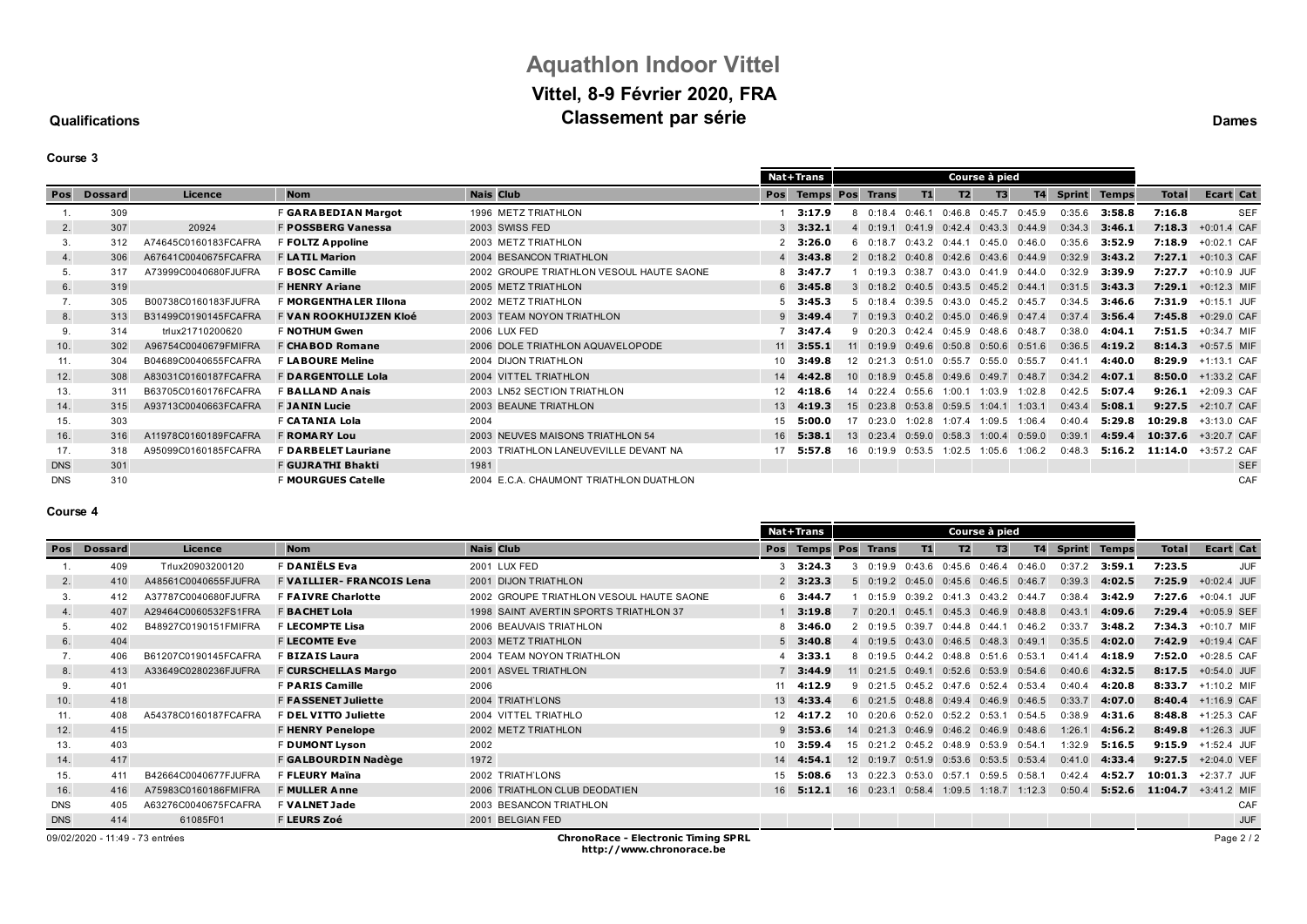# Aquathlon Indoor Vittel

## Vittel, 8-9 Février 2020, FRA

**Qualifications** | **Classement par série** | **Dames**

### Course 3

| | | | | | | Nat+Trans | | Course à pied | | | | | | | | | | |
|---|---|---|---|---|---|---|---|---|---|---|---|---|---|---|---|---|---|---|
| Pos | Dossard | Licence | Nom | Nais | Club | Pos | Temps | Pos | Trans | T1 | T2 | T3 | T4 | Sprint | Temps | Total | Ecart | Cat |
| 1. | 309 | | F **GARABEDIAN Margot** | 1996 | METZ TRIATHLON | 1 | **3:17.9** | 8 | 0:18.4 | 0:46.1 | 0:46.8 | 0:45.7 | 0:45.9 | 0:35.6 | **3:58.8** | **7:16.8** | | SEF |
| 2. | 307 | 20924 | F **POSSBERG Vanessa** | 2003 | SWISS FED | 3 | **3:32.1** | 4 | 0:19.1 | 0:41.9 | 0:42.4 | 0:43.3 | 0:44.9 | 0:34.3 | **3:46.1** | **7:18.3** | +0:01.4 | CAF |
| 3. | 312 | A74645C0160183FCAFRA | F **FOLTZ Appoline** | 2003 | METZ TRIATHLON | 2 | **3:26.0** | 6 | 0:18.7 | 0:43.2 | 0:44.1 | 0:45.0 | 0:46.0 | 0:35.6 | **3:52.9** | **7:18.9** | +0:02.1 | CAF |
| 4. | 306 | A67641C0040675FCAFRA | F **LATIL Marion** | 2004 | BESANCON TRIATHLON | 4 | **3:43.8** | 2 | 0:18.2 | 0:40.8 | 0:42.6 | 0:43.6 | 0:44.9 | 0:32.9 | **3:43.2** | **7:27.1** | +0:10.3 | CAF |
| 5. | 317 | A73999C0040680FJUFRA | F **BOSC Camille** | 2002 | GROUPE TRIATHLON VESOUL HAUTE SAONE | 8 | **3:47.7** | 1 | 0:19.3 | 0:38.7 | 0:43.0 | 0:41.9 | 0:44.0 | 0:32.9 | **3:39.9** | **7:27.7** | +0:10.9 | JUF |
| 6. | 319 | | F **HENRY Ariane** | 2005 | METZ TRIATHLON | 6 | **3:45.8** | 3 | 0:18.2 | 0:40.5 | 0:43.5 | 0:45.2 | 0:44.1 | 0:31.5 | **3:43.3** | **7:29.1** | +0:12.3 | MIF |
| 7. | 305 | B00738C0160183FJUFRA | F **MORGENTHALER Illona** | 2002 | METZ TRIATHLON | 5 | **3:45.3** | 5 | 0:18.4 | 0:39.5 | 0:43.0 | 0:45.2 | 0:45.7 | 0:34.5 | **3:46.6** | **7:31.9** | +0:15.1 | JUF |
| 8. | 313 | B31499C0190145FCAFRA | F **VAN ROOKHUIJZEN Kloé** | 2003 | TEAM NOYON TRIATHLON | 9 | **3:49.4** | 7 | 0:19.3 | 0:40.2 | 0:45.0 | 0:46.9 | 0:47.4 | 0:37.4 | **3:56.4** | **7:45.8** | +0:29.0 | CAF |
| 9. | 314 | trlux21710200620 | F **NOTHUM Gwen** | 2006 | LUX FED | 7 | **3:47.4** | 9 | 0:20.3 | 0:42.4 | 0:45.9 | 0:48.6 | 0:48.7 | 0:38.0 | **4:04.1** | **7:51.5** | +0:34.7 | MIF |
| 10. | 302 | A96754C0040679FMIFRA | F **CHABOD Romane** | 2006 | DOLE TRIATHLON AQUAVELOPODE | 11 | **3:55.1** | 11 | 0:19.9 | 0:49.6 | 0:50.8 | 0:50.6 | 0:51.6 | 0:36.5 | **4:19.2** | **8:14.3** | +0:57.5 | MIF |
| 11. | 304 | B04689C0040655FCAFRA | F **LABOURE Meline** | 2004 | DIJON TRIATHLON | 10 | **3:49.8** | 12 | 0:21.3 | 0:51.0 | 0:55.7 | 0:55.0 | 0:55.7 | 0:41.1 | **4:40.0** | **8:29.9** | +1:13.1 | CAF |
| 12. | 308 | A83031C0160187FCAFRA | F **DARGENTOLLE Lola** | 2004 | VITTEL TRIATHLON | 14 | **4:42.8** | 10 | 0:18.9 | 0:45.8 | 0:49.6 | 0:49.7 | 0:48.7 | 0:34.2 | **4:07.1** | **8:50.0** | +1:33.2 | CAF |
| 13. | 311 | B63705C0160176FCAFRA | F **BALLAND Anais** | 2003 | LN52 SECTION TRIATHLON | 12 | **4:18.6** | 14 | 0:22.4 | 0:55.6 | 1:00.1 | 1:03.9 | 1:02.8 | 0:42.5 | **5:07.4** | **9:26.1** | +2:09.3 | CAF |
| 14. | 315 | A93713C0040663FCAFRA | F **JANIN Lucie** | 2003 | BEAUNE TRIATHLON | 13 | **4:19.3** | 15 | 0:23.8 | 0:53.8 | 0:59.5 | 1:04.1 | 1:03.1 | 0:43.4 | **5:08.1** | **9:27.5** | +2:10.7 | CAF |
| 15. | 303 | | F **CATANIA Lola** | 2004 | | 15 | **5:00.0** | 17 | 0:23.0 | 1:02.8 | 1:07.4 | 1:09.5 | 1:06.4 | 0:40.4 | **5:29.8** | **10:29.8** | +3:13.0 | CAF |
| 16. | 316 | A11978C0160189FCAFRA | F **ROMARY Lou** | 2003 | NEUVES MAISONS TRIATHLON 54 | 16 | **5:38.1** | 13 | 0:23.4 | 0:59.0 | 0:58.3 | 1:00.4 | 0:59.0 | 0:39.1 | **4:59.4** | **10:37.6** | +3:20.7 | CAF |
| 17. | 318 | A95099C0160185FCAFRA | F **DARBELET Lauriane** | 2003 | TRIATHLON LANEUVEVILLE DEVANT NA | 17 | **5:57.8** | 16 | 0:19.9 | 0:53.5 | 1:02.5 | 1:05.6 | 1:06.2 | 0:48.3 | **5:16.2** | **11:14.0** | +3:57.2 | CAF |
| DNS | 301 | | F **GUJRATHI Bhakti** | 1981 | | | | | | | | | | | | | | SEF |
| DNS | 310 | | F **MOURGUES Catelle** | 2004 | E.C.A. CHAUMONT TRIATHLON DUATHLON | | | | | | | | | | | | | CAF |

### Course 4

| | | | | | | Nat+Trans | | Course à pied | | | | | | | | | | |
|---|---|---|---|---|---|---|---|---|---|---|---|---|---|---|---|---|---|---|
| Pos | Dossard | Licence | Nom | Nais | Club | Pos | Temps | Pos | Trans | T1 | T2 | T3 | T4 | Sprint | Temps | Total | Ecart | Cat |
| 1. | 409 | Trlux20903200120 | F **DANIËLS Eva** | 2001 | LUX FED | 3 | **3:24.3** | 3 | 0:19.9 | 0:43.6 | 0:45.6 | 0:46.4 | 0:46.0 | 0:37.2 | **3:59.1** | **7:23.5** | | JUF |
| 2. | 410 | A48561C0040655FJUFRA | F **VAILLIER- FRANCOIS Lena** | 2001 | DIJON TRIATHLON | 2 | **3:23.3** | 5 | 0:19.2 | 0:45.0 | 0:45.6 | 0:46.5 | 0:46.7 | 0:39.3 | **4:02.5** | **7:25.9** | +0:02.4 | JUF |
| 3. | 412 | A37787C0040680FJUFRA | F **FAIVRE Charlotte** | 2002 | GROUPE TRIATHLON VESOUL HAUTE SAONE | 6 | **3:44.7** | 1 | 0:15.9 | 0:39.2 | 0:41.3 | 0:43.2 | 0:44.7 | 0:38.4 | **3:42.9** | **7:27.6** | +0:04.1 | JUF |
| 4. | 407 | A29464C0060532FS1FRA | F **BACHET Lola** | 1998 | SAINT AVERTIN SPORTS TRIATHLON 37 | 1 | **3:19.8** | 7 | 0:20.1 | 0:45.1 | 0:45.3 | 0:46.9 | 0:48.8 | 0:43.1 | **4:09.6** | **7:29.4** | +0:05.9 | SEF |
| 5. | 402 | B48927C0190151FMIFRA | F **LECOMPTE Lisa** | 2006 | BEAUVAIS TRIATHLON | 8 | **3:46.0** | 2 | 0:19.5 | 0:39.7 | 0:44.8 | 0:44.1 | 0:46.2 | 0:33.7 | **3:48.2** | **7:34.3** | +0:10.7 | MIF |
| 6. | 404 | | F **LECOMTE Eve** | 2003 | METZ TRIATHLON | 5 | **3:40.8** | 4 | 0:19.5 | 0:43.0 | 0:46.5 | 0:48.3 | 0:49.1 | 0:35.5 | **4:02.0** | **7:42.9** | +0:19.4 | CAF |
| 7. | 406 | B61207C0190145FCAFRA | F **BIZAIS Laura** | 2004 | TEAM NOYON TRIATHLON | 4 | **3:33.1** | 8 | 0:19.5 | 0:44.2 | 0:48.8 | 0:51.6 | 0:53.1 | 0:41.4 | **4:18.9** | **7:52.0** | +0:28.5 | CAF |
| 8. | 413 | A33649C0280236FJUFRA | F **CURSCHELLAS Margo** | 2001 | ASVEL TRIATHLON | 7 | **3:44.9** | 11 | 0:21.5 | 0:49.1 | 0:52.6 | 0:53.9 | 0:54.6 | 0:40.6 | **4:32.5** | **8:17.5** | +0:54.0 | JUF |
| 9. | 401 | | F **PARIS Camille** | 2006 | | 11 | **4:12.9** | 9 | 0:21.5 | 0:45.2 | 0:47.6 | 0:52.4 | 0:53.4 | 0:40.4 | **4:20.8** | **8:33.7** | +1:10.2 | MIF |
| 10. | 418 | | F **FASSENET Juliette** | 2004 | TRIATH'LONS | 13 | **4:33.4** | 6 | 0:21.5 | 0:48.8 | 0:49.4 | 0:46.9 | 0:46.5 | 0:33.7 | **4:07.0** | **8:40.4** | +1:16.9 | CAF |
| 11. | 408 | A54378C0160187FCAFRA | F **DEL VITTO Juliette** | 2004 | VITTEL TRIATHLO | 12 | **4:17.2** | 10 | 0:20.6 | 0:52.0 | 0:52.2 | 0:53.1 | 0:54.5 | 0:38.9 | **4:31.6** | **8:48.8** | +1:25.3 | CAF |
| 12. | 415 | | F **HENRY Penelope** | 2002 | METZ TRIATHLON | 9 | **3:53.6** | 14 | 0:21.3 | 0:46.9 | 0:46.2 | 0:46.9 | 0:48.6 | 1:26.1 | **4:56.2** | **8:49.8** | +1:26.3 | JUF |
| 13. | 403 | | F **DUMONT Lyson** | 2002 | | 10 | **3:59.4** | 15 | 0:21.2 | 0:45.2 | 0:48.9 | 0:53.9 | 0:54.1 | 1:32.9 | **5:16.5** | **9:15.9** | +1:52.4 | JUF |
| 14. | 417 | | F **GALBOURDIN Nadège** | 1972 | | 14 | **4:54.1** | 12 | 0:19.7 | 0:51.9 | 0:53.6 | 0:53.5 | 0:53.4 | 0:41.0 | **4:33.4** | **9:27.5** | +2:04.0 | VEF |
| 15. | 411 | B42664C0040677FJUFRA | F **FLEURY Maïna** | 2002 | TRIATH'LONS | 15 | **5:08.6** | 13 | 0:22.3 | 0:53.0 | 0:57.1 | 0:59.5 | 0:58.1 | 0:42.4 | **4:52.7** | **10:01.3** | +2:37.7 | JUF |
| 16. | 416 | A75983C0160186FMIFRA | F **MULLER Anne** | 2006 | TRIATHLON CLUB DEODATIEN | 16 | **5:12.1** | 16 | 0:23.1 | 0:58.4 | 1:09.5 | 1:18.7 | 1:12.3 | 0:50.4 | **5:52.6** | **11:04.7** | +3:41.2 | MIF |
| DNS | 405 | A63276C0040675FCAFRA | F **VALNET Jade** | 2003 | BESANCON TRIATHLON | | | | | | | | | | | | | CAF |
| DNS | 414 | 61085F01 | F **LEURS Zoé** | 2001 | BELGIAN FED | | | | | | | | | | | | | JUF |

09/02/2020 - 11:49 - 73 entrées

**ChronoRace - Electronic Timing SPRL**
**http://www.chronorace.be**